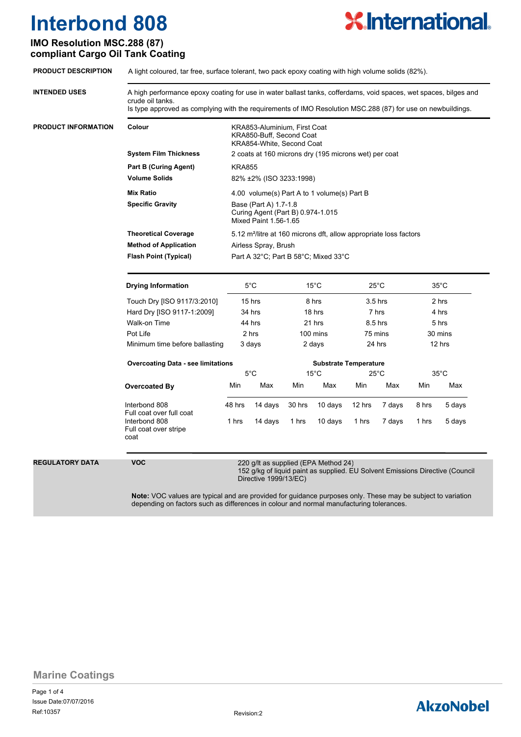# Interbond 808

## IMO Resolution MSC.288 (87) compliant Cargo Oil Tank Coating

**PRODUCT DESCRIPTION**

A light coloured, tar free, surface tolerant, two pack epoxy coating with high volume solids (82%).

**INTENDED USES**

A high performance epoxy coating for use in water ballast tanks, cofferdams, void spaces, wet spaces, bilges and crude oil tanks.
Is type approved as complying with the requirements of IMO Resolution MSC.288 (87) for use on newbuildings.

**PRODUCT INFORMATION**

| | |
|---|---|
| **Colour** | KRA853-Aluminium, First Coat<br>KRA850-Buff, Second Coat<br>KRA854-White, Second Coat |
| **System Film Thickness** | 2 coats at 160 microns dry (195 microns wet) per coat |
| **Part B (Curing Agent)** | KRA855 |
| **Volume Solids** | 82% ±2% (ISO 3233:1998) |
| **Mix Ratio** | 4.00 volume(s) Part A to 1 volume(s) Part B |
| **Specific Gravity** | Base (Part A) 1.7-1.8<br>Curing Agent (Part B) 0.974-1.015<br>Mixed Paint 1.56-1.65 |
| **Theoretical Coverage** | 5.12 m²/litre at 160 microns dft, allow appropriate loss factors |
| **Method of Application** | Airless Spray, Brush |
| **Flash Point (Typical)** | Part A 32°C; Part B 58°C; Mixed 33°C |

| **Drying Information** | 5°C | 15°C | 25°C | 35°C |
|---|---|---|---|---|
| Touch Dry [ISO 9117/3:2010] | 15 hrs | 8 hrs | 3.5 hrs | 2 hrs |
| Hard Dry [ISO 9117-1:2009] | 34 hrs | 18 hrs | 7 hrs | 4 hrs |
| Walk-on Time | 44 hrs | 21 hrs | 8.5 hrs | 5 hrs |
| Pot Life | 2 hrs | 100 mins | 75 mins | 30 mins |
| Minimum time before ballasting | 3 days | 2 days | 24 hrs | 12 hrs |

| **Overcoating Data - see limitations** | Substrate Temperature | | | | | | | |
|---|---|---|---|---|---|---|---|---|
| | 5°C | | 15°C | | 25°C | | 35°C | |
| **Overcoated By** | Min | Max | Min | Max | Min | Max | Min | Max |
| Interbond 808<br>Full coat over full coat | 48 hrs | 14 days | 30 hrs | 10 days | 12 hrs | 7 days | 8 hrs | 5 days |
| Interbond 808<br>Full coat over stripe coat | 1 hrs | 14 days | 1 hrs | 10 days | 1 hrs | 7 days | 1 hrs | 5 days |

**REGULATORY DATA**

**VOC**

220 g/lt as supplied (EPA Method 24)
152 g/kg of liquid paint as supplied. EU Solvent Emissions Directive (Council Directive 1999/13/EC)

**Note:** VOC values are typical and are provided for guidance purposes only. These may be subject to variation depending on factors such as differences in colour and normal manufacturing tolerances.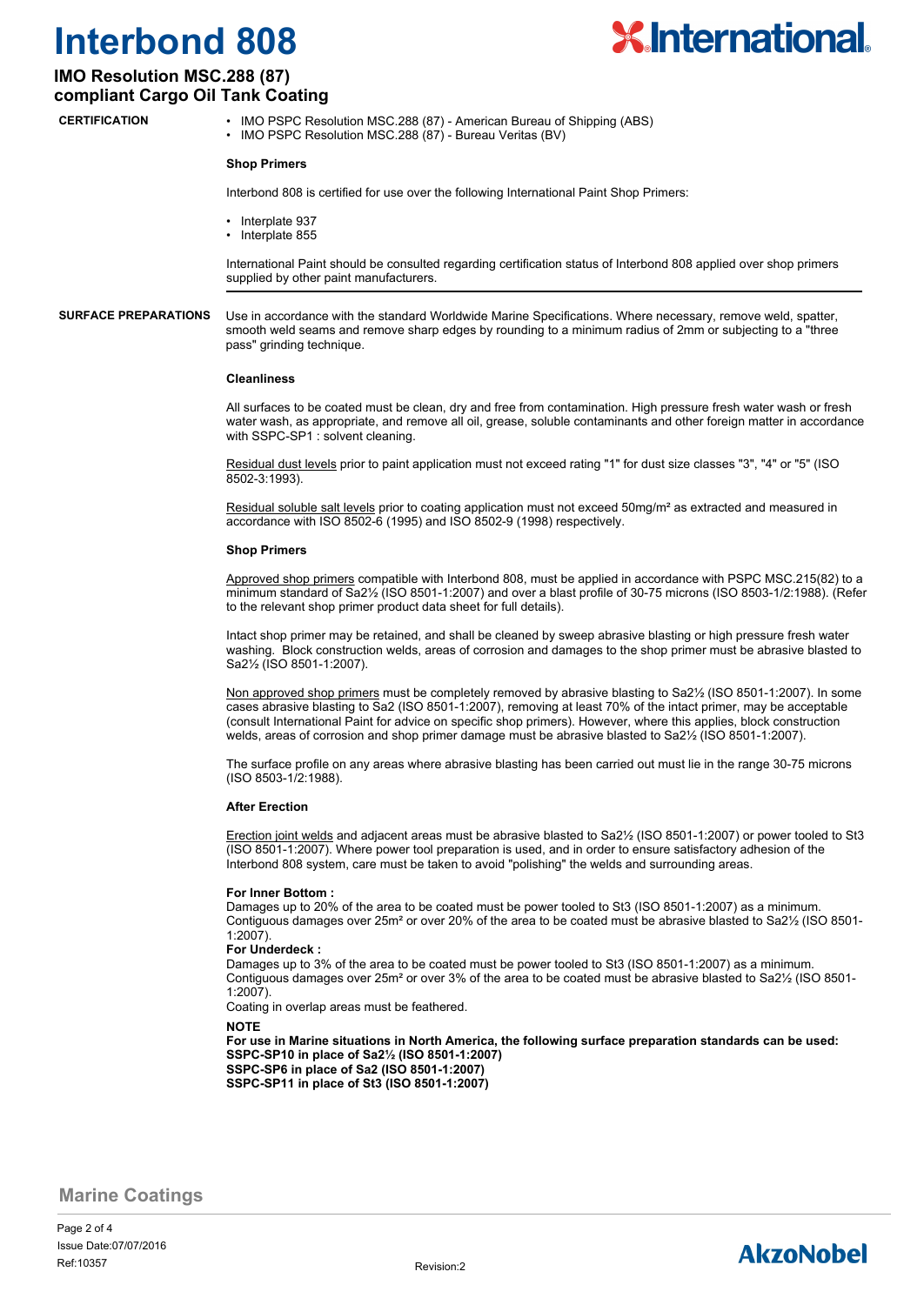# Interbond 808

## IMO Resolution MSC.288 (87) compliant Cargo Oil Tank Coating

### CERTIFICATION

- IMO PSPC Resolution MSC.288 (87) - American Bureau of Shipping (ABS)
- IMO PSPC Resolution MSC.288 (87) - Bureau Veritas (BV)

**Shop Primers**

Interbond 808 is certified for use over the following International Paint Shop Primers:

- Interplate 937
- Interplate 855

International Paint should be consulted regarding certification status of Interbond 808 applied over shop primers supplied by other paint manufacturers.

### SURFACE PREPARATIONS

Use in accordance with the standard Worldwide Marine Specifications. Where necessary, remove weld, spatter, smooth weld seams and remove sharp edges by rounding to a minimum radius of 2mm or subjecting to a "three pass" grinding technique.

**Cleanliness**

All surfaces to be coated must be clean, dry and free from contamination. High pressure fresh water wash or fresh water wash, as appropriate, and remove all oil, grease, soluble contaminants and other foreign matter in accordance with SSPC-SP1 : solvent cleaning.

Residual dust levels prior to paint application must not exceed rating "1" for dust size classes "3", "4" or "5" (ISO 8502-3:1993).

Residual soluble salt levels prior to coating application must not exceed 50mg/m² as extracted and measured in accordance with ISO 8502-6 (1995) and ISO 8502-9 (1998) respectively.

**Shop Primers**

Approved shop primers compatible with Interbond 808, must be applied in accordance with PSPC MSC.215(82) to a minimum standard of Sa2½ (ISO 8501-1:2007) and over a blast profile of 30-75 microns (ISO 8503-1/2:1988). (Refer to the relevant shop primer product data sheet for full details).

Intact shop primer may be retained, and shall be cleaned by sweep abrasive blasting or high pressure fresh water washing. Block construction welds, areas of corrosion and damages to the shop primer must be abrasive blasted to Sa2½ (ISO 8501-1:2007).

Non approved shop primers must be completely removed by abrasive blasting to Sa2½ (ISO 8501-1:2007). In some cases abrasive blasting to Sa2 (ISO 8501-1:2007), removing at least 70% of the intact primer, may be acceptable (consult International Paint for advice on specific shop primers). However, where this applies, block construction welds, areas of corrosion and shop primer damage must be abrasive blasted to Sa2½ (ISO 8501-1:2007).

The surface profile on any areas where abrasive blasting has been carried out must lie in the range 30-75 microns (ISO 8503-1/2:1988).

**After Erection**

Erection joint welds and adjacent areas must be abrasive blasted to Sa2½ (ISO 8501-1:2007) or power tooled to St3 (ISO 8501-1:2007). Where power tool preparation is used, and in order to ensure satisfactory adhesion of the Interbond 808 system, care must be taken to avoid "polishing" the welds and surrounding areas.

**For Inner Bottom :**
Damages up to 20% of the area to be coated must be power tooled to St3 (ISO 8501-1:2007) as a minimum. Contiguous damages over 25m² or over 20% of the area to be coated must be abrasive blasted to Sa2½ (ISO 8501-1:2007).

**For Underdeck :**
Damages up to 3% of the area to be coated must be power tooled to St3 (ISO 8501-1:2007) as a minimum. Contiguous damages over 25m² or over 3% of the area to be coated must be abrasive blasted to Sa2½ (ISO 8501-1:2007).

Coating in overlap areas must be feathered.

**NOTE**
**For use in Marine situations in North America, the following surface preparation standards can be used:**
**SSPC-SP10 in place of Sa2½ (ISO 8501-1:2007)**
**SSPC-SP6 in place of Sa2 (ISO 8501-1:2007)**
**SSPC-SP11 in place of St3 (ISO 8501-1:2007)**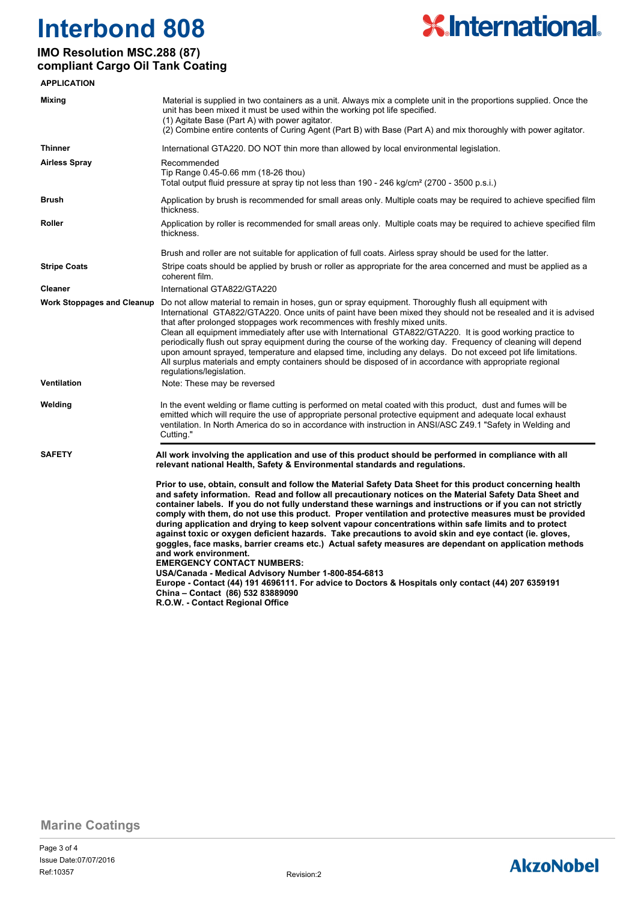# Interbond 808

## IMO Resolution MSC.288 (87) compliant Cargo Oil Tank Coating

**APPLICATION**

| | |
|---|---|
| **Mixing** | Material is supplied in two containers as a unit. Always mix a complete unit in the proportions supplied. Once the unit has been mixed it must be used within the working pot life specified.<br>(1) Agitate Base (Part A) with power agitator.<br>(2) Combine entire contents of Curing Agent (Part B) with Base (Part A) and mix thoroughly with power agitator. |
| **Thinner** | International GTA220. DO NOT thin more than allowed by local environmental legislation. |
| **Airless Spray** | Recommended<br>Tip Range 0.45-0.66 mm (18-26 thou)<br>Total output fluid pressure at spray tip not less than 190 - 246 kg/cm² (2700 - 3500 p.s.i.) |
| **Brush** | Application by brush is recommended for small areas only. Multiple coats may be required to achieve specified film thickness. |
| **Roller** | Application by roller is recommended for small areas only. Multiple coats may be required to achieve specified film thickness.<br><br>Brush and roller are not suitable for application of full coats. Airless spray should be used for the latter. |
| **Stripe Coats** | Stripe coats should be applied by brush or roller as appropriate for the area concerned and must be applied as a coherent film. |
| **Cleaner** | International GTA822/GTA220 |
| **Work Stoppages and Cleanup** | Do not allow material to remain in hoses, gun or spray equipment. Thoroughly flush all equipment with International GTA822/GTA220. Once units of paint have been mixed they should not be resealed and it is advised that after prolonged stoppages work recommences with freshly mixed units.<br>Clean all equipment immediately after use with International GTA822/GTA220. It is good working practice to periodically flush out spray equipment during the course of the working day. Frequency of cleaning will depend upon amount sprayed, temperature and elapsed time, including any delays. Do not exceed pot life limitations.<br>All surplus materials and empty containers should be disposed of in accordance with appropriate regional regulations/legislation. |
| **Ventilation** | Note: These may be reversed |
| **Welding** | In the event welding or flame cutting is performed on metal coated with this product, dust and fumes will be emitted which will require the use of appropriate personal protective equipment and adequate local exhaust ventilation. In North America do so in accordance with instruction in ANSI/ASC Z49.1 "Safety in Welding and Cutting." |

**SAFETY**

**All work involving the application and use of this product should be performed in compliance with all relevant national Health, Safety & Environmental standards and regulations.**

**Prior to use, obtain, consult and follow the Material Safety Data Sheet for this product concerning health and safety information. Read and follow all precautionary notices on the Material Safety Data Sheet and container labels. If you do not fully understand these warnings and instructions or if you can not strictly comply with them, do not use this product. Proper ventilation and protective measures must be provided during application and drying to keep solvent vapour concentrations within safe limits and to protect against toxic or oxygen deficient hazards. Take precautions to avoid skin and eye contact (ie. gloves, goggles, face masks, barrier creams etc.) Actual safety measures are dependant on application methods and work environment.**
**EMERGENCY CONTACT NUMBERS:**
**USA/Canada - Medical Advisory Number 1-800-854-6813**
**Europe - Contact (44) 191 4696111. For advice to Doctors & Hospitals only contact (44) 207 6359191**
**China – Contact (86) 532 83889090**
**R.O.W. - Contact Regional Office**

Marine Coatings

Issue Date:07/07/2016
Ref:10357
Revision:2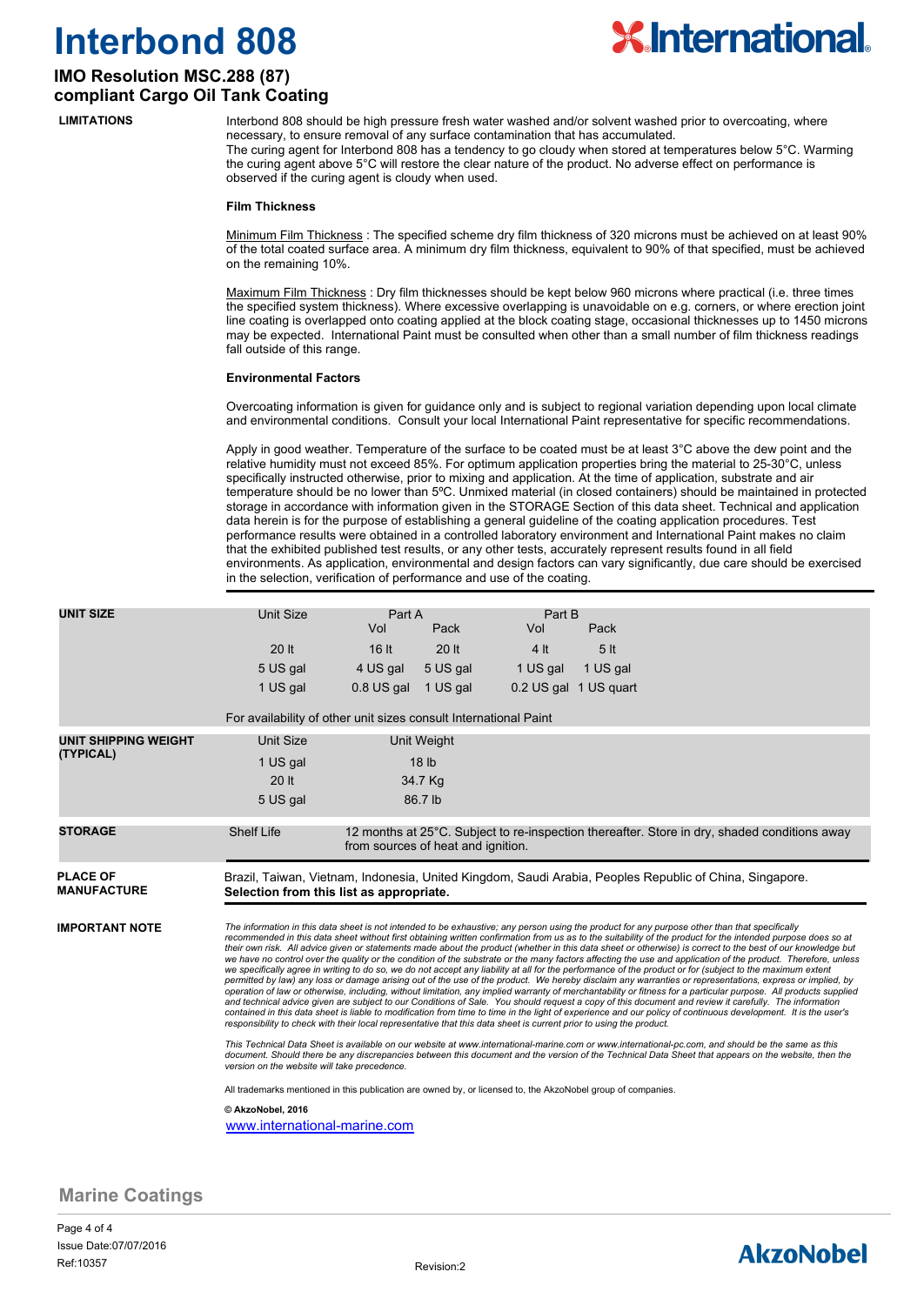# Interbond 808

## IMO Resolution MSC.288 (87) compliant Cargo Oil Tank Coating

**LIMITATIONS**

Interbond 808 should be high pressure fresh water washed and/or solvent washed prior to overcoating, where necessary, to ensure removal of any surface contamination that has accumulated.
The curing agent for Interbond 808 has a tendency to go cloudy when stored at temperatures below 5°C. Warming the curing agent above 5°C will restore the clear nature of the product. No adverse effect on performance is observed if the curing agent is cloudy when used.

**Film Thickness**

Minimum Film Thickness : The specified scheme dry film thickness of 320 microns must be achieved on at least 90% of the total coated surface area. A minimum dry film thickness, equivalent to 90% of that specified, must be achieved on the remaining 10%.

Maximum Film Thickness : Dry film thicknesses should be kept below 960 microns where practical (i.e. three times the specified system thickness). Where excessive overlapping is unavoidable on e.g. corners, or where erection joint line coating is overlapped onto coating applied at the block coating stage, occasional thicknesses up to 1450 microns may be expected. International Paint must be consulted when other than a small number of film thickness readings fall outside of this range.

**Environmental Factors**

Overcoating information is given for guidance only and is subject to regional variation depending upon local climate and environmental conditions. Consult your local International Paint representative for specific recommendations.

Apply in good weather. Temperature of the surface to be coated must be at least 3°C above the dew point and the relative humidity must not exceed 85%. For optimum application properties bring the material to 25-30°C, unless specifically instructed otherwise, prior to mixing and application. At the time of application, substrate and air temperature should be no lower than 5ºC. Unmixed material (in closed containers) should be maintained in protected storage in accordance with information given in the STORAGE Section of this data sheet. Technical and application data herein is for the purpose of establishing a general guideline of the coating application procedures. Test performance results were obtained in a controlled laboratory environment and International Paint makes no claim that the exhibited published test results, or any other tests, accurately represent results found in all field environments. As application, environmental and design factors can vary significantly, due care should be exercised in the selection, verification of performance and use of the coating.

**UNIT SIZE**

| Unit Size | Part A | | Part B | |
|---|---|---|---|---|
| | Vol | Pack | Vol | Pack |
| 20 lt | 16 lt | 20 lt | 4 lt | 5 lt |
| 5 US gal | 4 US gal | 5 US gal | 1 US gal | 1 US gal |
| 1 US gal | 0.8 US gal | 1 US gal | 0.2 US gal | 1 US quart |

For availability of other unit sizes consult International Paint

**UNIT SHIPPING WEIGHT (TYPICAL)**

| Unit Size | Unit Weight |
|---|---|
| 1 US gal | 18 lb |
| 20 lt | 34.7 Kg |
| 5 US gal | 86.7 lb |

**STORAGE**

Shelf Life: 12 months at 25°C. Subject to re-inspection thereafter. Store in dry, shaded conditions away from sources of heat and ignition.

**PLACE OF MANUFACTURE**

Brazil, Taiwan, Vietnam, Indonesia, United Kingdom, Saudi Arabia, Peoples Republic of China, Singapore.
**Selection from this list as appropriate.**

**IMPORTANT NOTE**

*The information in this data sheet is not intended to be exhaustive; any person using the product for any purpose other than that specifically recommended in this data sheet without first obtaining written confirmation from us as to the suitability of the product for the intended purpose does so at their own risk. All advice given or statements made about the product (whether in this data sheet or otherwise) is correct to the best of our knowledge but we have no control over the quality or the condition of the substrate or the many factors affecting the use and application of the product. Therefore, unless we specifically agree in writing to do so, we do not accept any liability at all for the performance of the product or for (subject to the maximum extent permitted by law) any loss or damage arising out of the use of the product. We hereby disclaim any warranties or representations, express or implied, by operation of law or otherwise, including, without limitation, any implied warranty of merchantability or fitness for a particular purpose. All products supplied and technical advice given are subject to our Conditions of Sale. You should request a copy of this document and review it carefully. The information contained in this data sheet is liable to modification from time to time in the light of experience and our policy of continuous development. It is the user's responsibility to check with their local representative that this data sheet is current prior to using the product.*

*This Technical Data Sheet is available on our website at www.international-marine.com or www.international-pc.com, and should be the same as this document. Should there be any discrepancies between this document and the version of the Technical Data Sheet that appears on the website, then the version on the website will take precedence.*

All trademarks mentioned in this publication are owned by, or licensed to, the AkzoNobel group of companies.

**© AkzoNobel, 2016**

www.international-marine.com

Issue Date:07/07/2016
Ref:10357
Revision:2